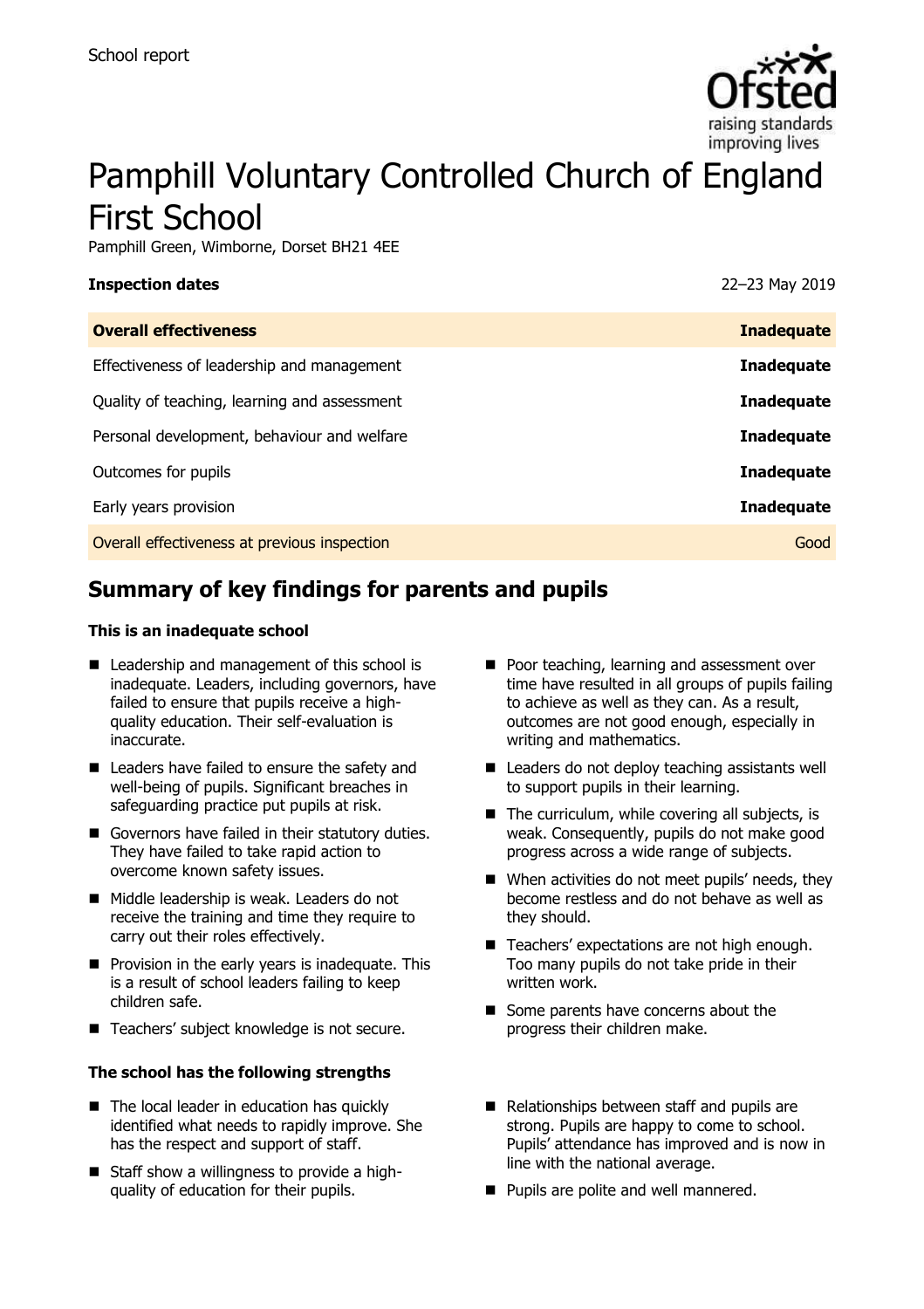School report

# Pamphill Voluntary Controlled Church of England First School

Pamphill Green, Wimborne, Dorset BH21 4EE

**Inspection dates** 22–23 May 2019

| **Overall effectiveness** | **Inadequate** |
|---|---|
| Effectiveness of leadership and management | **Inadequate** |
| Quality of teaching, learning and assessment | **Inadequate** |
| Personal development, behaviour and welfare | **Inadequate** |
| Outcomes for pupils | **Inadequate** |
| Early years provision | **Inadequate** |
| Overall effectiveness at previous inspection | Good |

## Summary of key findings for parents and pupils

### This is an inadequate school

- Leadership and management of this school is inadequate. Leaders, including governors, have failed to ensure that pupils receive a high-quality education. Their self-evaluation is inaccurate.
- Leaders have failed to ensure the safety and well-being of pupils. Significant breaches in safeguarding practice put pupils at risk.
- Governors have failed in their statutory duties. They have failed to take rapid action to overcome known safety issues.
- Middle leadership is weak. Leaders do not receive the training and time they require to carry out their roles effectively.
- Provision in the early years is inadequate. This is a result of school leaders failing to keep children safe.
- Teachers' subject knowledge is not secure.
- Poor teaching, learning and assessment over time have resulted in all groups of pupils failing to achieve as well as they can. As a result, outcomes are not good enough, especially in writing and mathematics.
- Leaders do not deploy teaching assistants well to support pupils in their learning.
- The curriculum, while covering all subjects, is weak. Consequently, pupils do not make good progress across a wide range of subjects.
- When activities do not meet pupils' needs, they become restless and do not behave as well as they should.
- Teachers' expectations are not high enough. Too many pupils do not take pride in their written work.
- Some parents have concerns about the progress their children make.

### The school has the following strengths

- The local leader in education has quickly identified what needs to rapidly improve. She has the respect and support of staff.
- Staff show a willingness to provide a high-quality of education for their pupils.
- Relationships between staff and pupils are strong. Pupils are happy to come to school. Pupils' attendance has improved and is now in line with the national average.
- Pupils are polite and well mannered.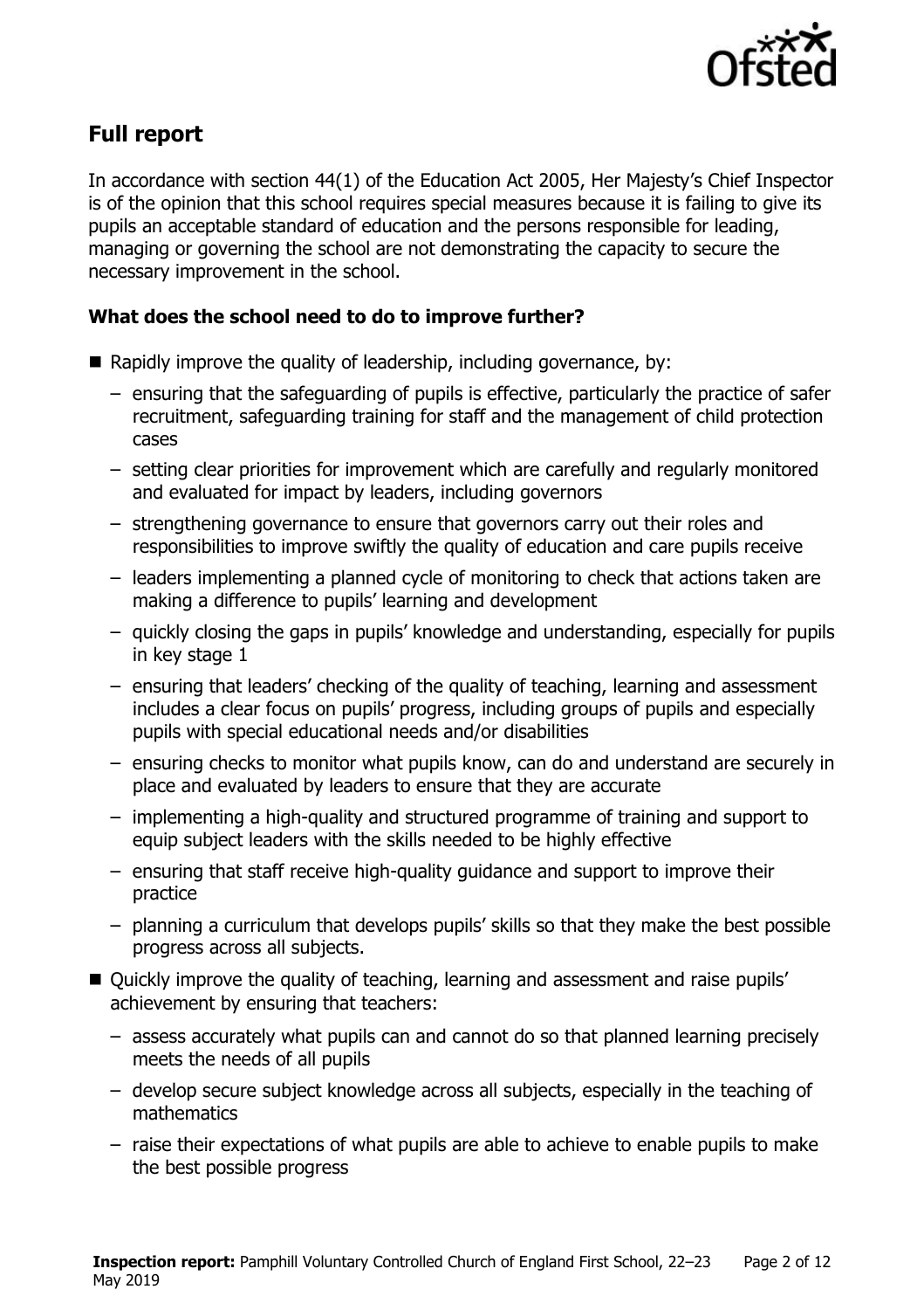## Full report

In accordance with section 44(1) of the Education Act 2005, Her Majesty's Chief Inspector is of the opinion that this school requires special measures because it is failing to give its pupils an acceptable standard of education and the persons responsible for leading, managing or governing the school are not demonstrating the capacity to secure the necessary improvement in the school.

### What does the school need to do to improve further?

- Rapidly improve the quality of leadership, including governance, by:
  - ensuring that the safeguarding of pupils is effective, particularly the practice of safer recruitment, safeguarding training for staff and the management of child protection cases
  - setting clear priorities for improvement which are carefully and regularly monitored and evaluated for impact by leaders, including governors
  - strengthening governance to ensure that governors carry out their roles and responsibilities to improve swiftly the quality of education and care pupils receive
  - leaders implementing a planned cycle of monitoring to check that actions taken are making a difference to pupils' learning and development
  - quickly closing the gaps in pupils' knowledge and understanding, especially for pupils in key stage 1
  - ensuring that leaders' checking of the quality of teaching, learning and assessment includes a clear focus on pupils' progress, including groups of pupils and especially pupils with special educational needs and/or disabilities
  - ensuring checks to monitor what pupils know, can do and understand are securely in place and evaluated by leaders to ensure that they are accurate
  - implementing a high-quality and structured programme of training and support to equip subject leaders with the skills needed to be highly effective
  - ensuring that staff receive high-quality guidance and support to improve their practice
  - planning a curriculum that develops pupils' skills so that they make the best possible progress across all subjects.
- Quickly improve the quality of teaching, learning and assessment and raise pupils' achievement by ensuring that teachers:
  - assess accurately what pupils can and cannot do so that planned learning precisely meets the needs of all pupils
  - develop secure subject knowledge across all subjects, especially in the teaching of mathematics
  - raise their expectations of what pupils are able to achieve to enable pupils to make the best possible progress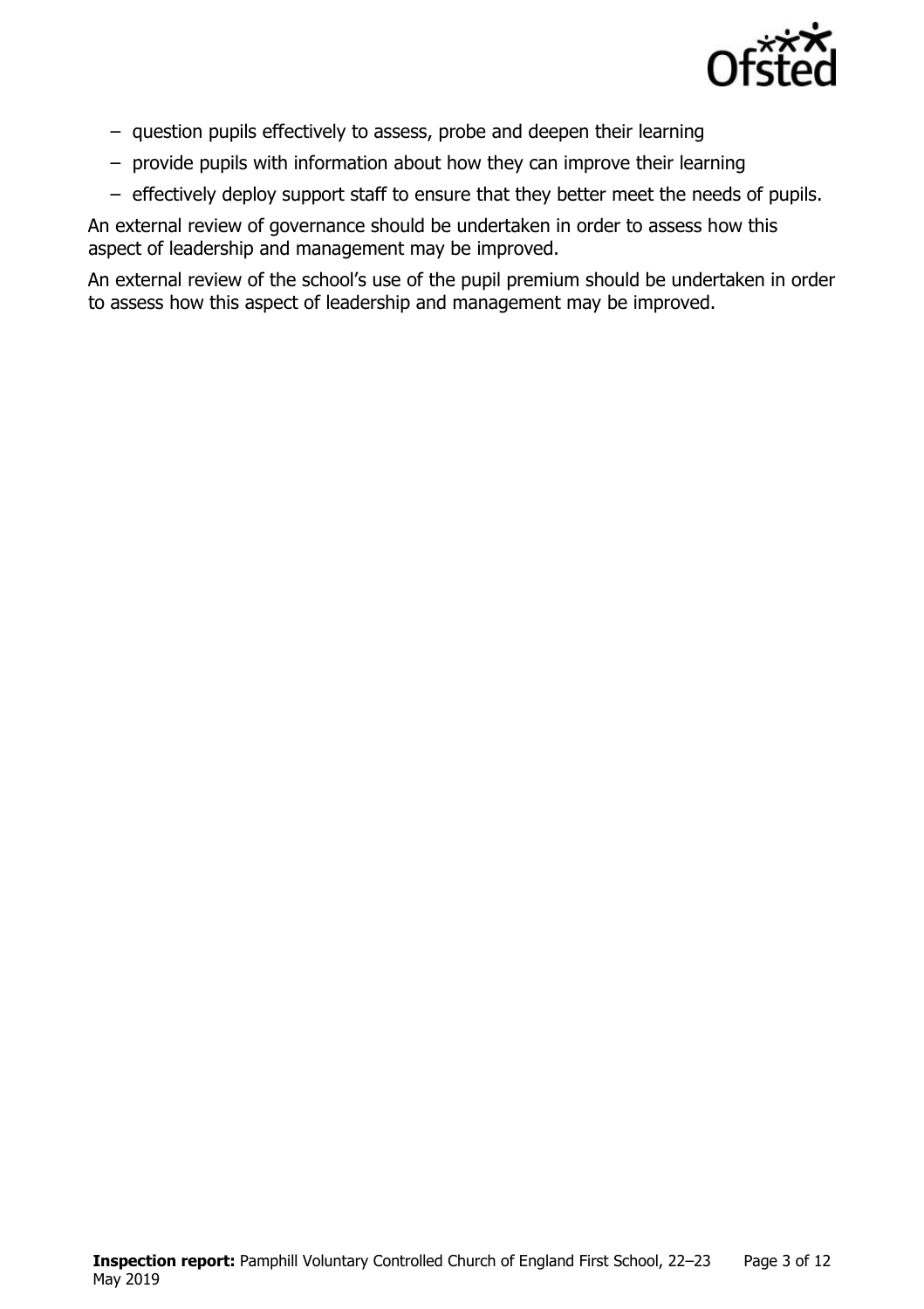- question pupils effectively to assess, probe and deepen their learning
- provide pupils with information about how they can improve their learning
- effectively deploy support staff to ensure that they better meet the needs of pupils.

An external review of governance should be undertaken in order to assess how this aspect of leadership and management may be improved.

An external review of the school's use of the pupil premium should be undertaken in order to assess how this aspect of leadership and management may be improved.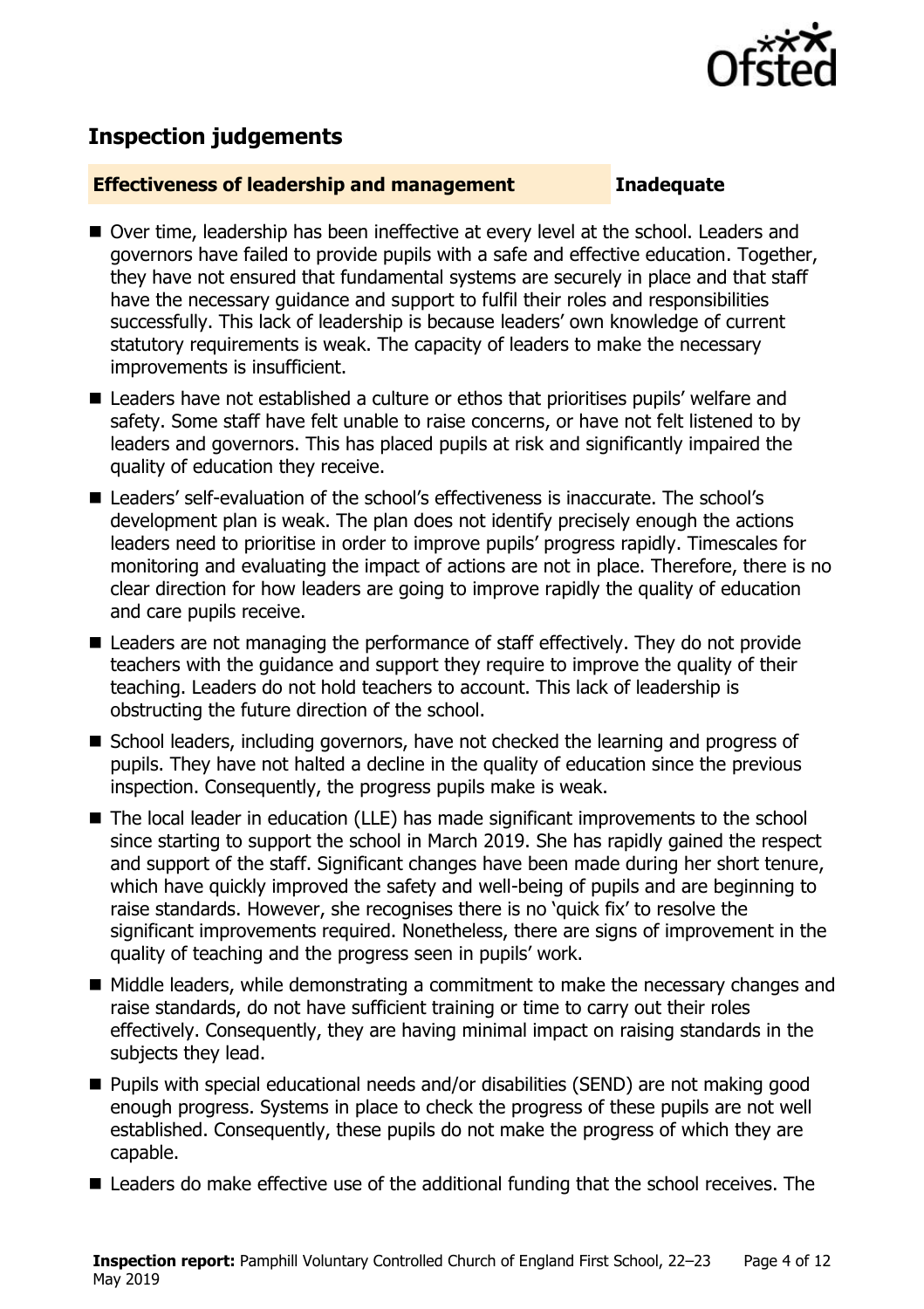## Inspection judgements

**Effectiveness of leadership and management** **Inadequate**

- Over time, leadership has been ineffective at every level at the school. Leaders and governors have failed to provide pupils with a safe and effective education. Together, they have not ensured that fundamental systems are securely in place and that staff have the necessary guidance and support to fulfil their roles and responsibilities successfully. This lack of leadership is because leaders' own knowledge of current statutory requirements is weak. The capacity of leaders to make the necessary improvements is insufficient.
- Leaders have not established a culture or ethos that prioritises pupils' welfare and safety. Some staff have felt unable to raise concerns, or have not felt listened to by leaders and governors. This has placed pupils at risk and significantly impaired the quality of education they receive.
- Leaders' self-evaluation of the school's effectiveness is inaccurate. The school's development plan is weak. The plan does not identify precisely enough the actions leaders need to prioritise in order to improve pupils' progress rapidly. Timescales for monitoring and evaluating the impact of actions are not in place. Therefore, there is no clear direction for how leaders are going to improve rapidly the quality of education and care pupils receive.
- Leaders are not managing the performance of staff effectively. They do not provide teachers with the guidance and support they require to improve the quality of their teaching. Leaders do not hold teachers to account. This lack of leadership is obstructing the future direction of the school.
- School leaders, including governors, have not checked the learning and progress of pupils. They have not halted a decline in the quality of education since the previous inspection. Consequently, the progress pupils make is weak.
- The local leader in education (LLE) has made significant improvements to the school since starting to support the school in March 2019. She has rapidly gained the respect and support of the staff. Significant changes have been made during her short tenure, which have quickly improved the safety and well-being of pupils and are beginning to raise standards. However, she recognises there is no 'quick fix' to resolve the significant improvements required. Nonetheless, there are signs of improvement in the quality of teaching and the progress seen in pupils' work.
- Middle leaders, while demonstrating a commitment to make the necessary changes and raise standards, do not have sufficient training or time to carry out their roles effectively. Consequently, they are having minimal impact on raising standards in the subjects they lead.
- Pupils with special educational needs and/or disabilities (SEND) are not making good enough progress. Systems in place to check the progress of these pupils are not well established. Consequently, these pupils do not make the progress of which they are capable.
- Leaders do make effective use of the additional funding that the school receives. The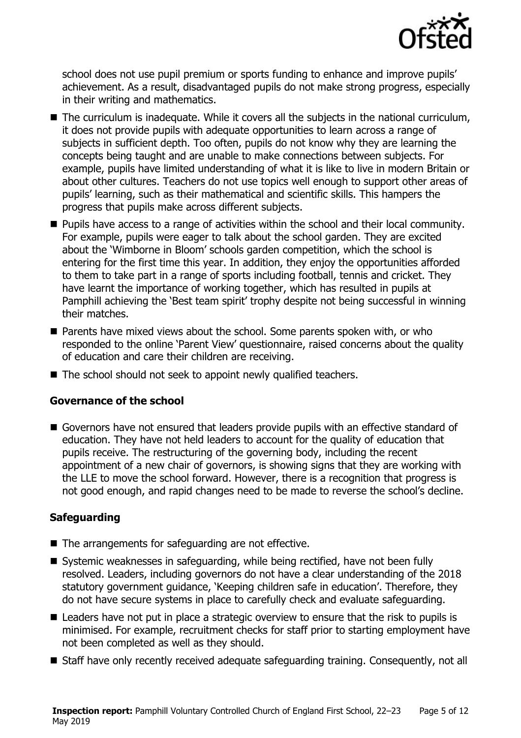school does not use pupil premium or sports funding to enhance and improve pupils' achievement. As a result, disadvantaged pupils do not make strong progress, especially in their writing and mathematics.

- The curriculum is inadequate. While it covers all the subjects in the national curriculum, it does not provide pupils with adequate opportunities to learn across a range of subjects in sufficient depth. Too often, pupils do not know why they are learning the concepts being taught and are unable to make connections between subjects. For example, pupils have limited understanding of what it is like to live in modern Britain or about other cultures. Teachers do not use topics well enough to support other areas of pupils' learning, such as their mathematical and scientific skills. This hampers the progress that pupils make across different subjects.
- Pupils have access to a range of activities within the school and their local community. For example, pupils were eager to talk about the school garden. They are excited about the 'Wimborne in Bloom' schools garden competition, which the school is entering for the first time this year. In addition, they enjoy the opportunities afforded to them to take part in a range of sports including football, tennis and cricket. They have learnt the importance of working together, which has resulted in pupils at Pamphill achieving the 'Best team spirit' trophy despite not being successful in winning their matches.
- Parents have mixed views about the school. Some parents spoken with, or who responded to the online 'Parent View' questionnaire, raised concerns about the quality of education and care their children are receiving.
- The school should not seek to appoint newly qualified teachers.

### Governance of the school

- Governors have not ensured that leaders provide pupils with an effective standard of education. They have not held leaders to account for the quality of education that pupils receive. The restructuring of the governing body, including the recent appointment of a new chair of governors, is showing signs that they are working with the LLE to move the school forward. However, there is a recognition that progress is not good enough, and rapid changes need to be made to reverse the school's decline.

### Safeguarding

- The arrangements for safeguarding are not effective.
- Systemic weaknesses in safeguarding, while being rectified, have not been fully resolved. Leaders, including governors do not have a clear understanding of the 2018 statutory government guidance, 'Keeping children safe in education'. Therefore, they do not have secure systems in place to carefully check and evaluate safeguarding.
- Leaders have not put in place a strategic overview to ensure that the risk to pupils is minimised. For example, recruitment checks for staff prior to starting employment have not been completed as well as they should.
- Staff have only recently received adequate safeguarding training. Consequently, not all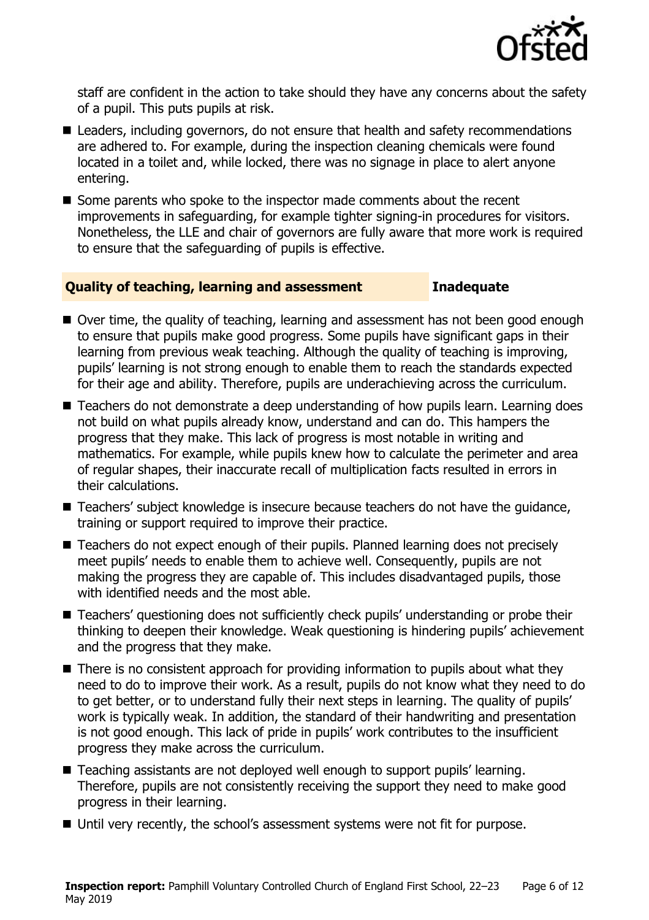staff are confident in the action to take should they have any concerns about the safety of a pupil. This puts pupils at risk.

- Leaders, including governors, do not ensure that health and safety recommendations are adhered to. For example, during the inspection cleaning chemicals were found located in a toilet and, while locked, there was no signage in place to alert anyone entering.
- Some parents who spoke to the inspector made comments about the recent improvements in safeguarding, for example tighter signing-in procedures for visitors. Nonetheless, the LLE and chair of governors are fully aware that more work is required to ensure that the safeguarding of pupils is effective.

## Quality of teaching, learning and assessment — Inadequate

- Over time, the quality of teaching, learning and assessment has not been good enough to ensure that pupils make good progress. Some pupils have significant gaps in their learning from previous weak teaching. Although the quality of teaching is improving, pupils' learning is not strong enough to enable them to reach the standards expected for their age and ability. Therefore, pupils are underachieving across the curriculum.
- Teachers do not demonstrate a deep understanding of how pupils learn. Learning does not build on what pupils already know, understand and can do. This hampers the progress that they make. This lack of progress is most notable in writing and mathematics. For example, while pupils knew how to calculate the perimeter and area of regular shapes, their inaccurate recall of multiplication facts resulted in errors in their calculations.
- Teachers' subject knowledge is insecure because teachers do not have the guidance, training or support required to improve their practice.
- Teachers do not expect enough of their pupils. Planned learning does not precisely meet pupils' needs to enable them to achieve well. Consequently, pupils are not making the progress they are capable of. This includes disadvantaged pupils, those with identified needs and the most able.
- Teachers' questioning does not sufficiently check pupils' understanding or probe their thinking to deepen their knowledge. Weak questioning is hindering pupils' achievement and the progress that they make.
- There is no consistent approach for providing information to pupils about what they need to do to improve their work. As a result, pupils do not know what they need to do to get better, or to understand fully their next steps in learning. The quality of pupils' work is typically weak. In addition, the standard of their handwriting and presentation is not good enough. This lack of pride in pupils' work contributes to the insufficient progress they make across the curriculum.
- Teaching assistants are not deployed well enough to support pupils' learning. Therefore, pupils are not consistently receiving the support they need to make good progress in their learning.
- Until very recently, the school's assessment systems were not fit for purpose.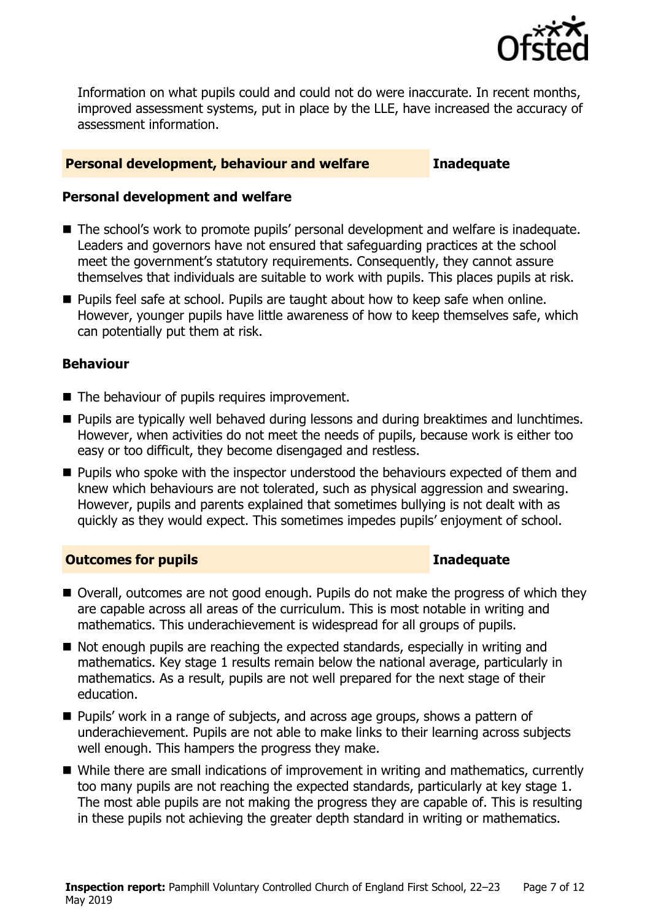Information on what pupils could and could not do were inaccurate. In recent months, improved assessment systems, put in place by the LLE, have increased the accuracy of assessment information.

## Personal development, behaviour and welfare — Inadequate

### Personal development and welfare

- The school's work to promote pupils' personal development and welfare is inadequate. Leaders and governors have not ensured that safeguarding practices at the school meet the government's statutory requirements. Consequently, they cannot assure themselves that individuals are suitable to work with pupils. This places pupils at risk.
- Pupils feel safe at school. Pupils are taught about how to keep safe when online. However, younger pupils have little awareness of how to keep themselves safe, which can potentially put them at risk.

### Behaviour

- The behaviour of pupils requires improvement.
- Pupils are typically well behaved during lessons and during breaktimes and lunchtimes. However, when activities do not meet the needs of pupils, because work is either too easy or too difficult, they become disengaged and restless.
- Pupils who spoke with the inspector understood the behaviours expected of them and knew which behaviours are not tolerated, such as physical aggression and swearing. However, pupils and parents explained that sometimes bullying is not dealt with as quickly as they would expect. This sometimes impedes pupils' enjoyment of school.

## Outcomes for pupils — Inadequate

- Overall, outcomes are not good enough. Pupils do not make the progress of which they are capable across all areas of the curriculum. This is most notable in writing and mathematics. This underachievement is widespread for all groups of pupils.
- Not enough pupils are reaching the expected standards, especially in writing and mathematics. Key stage 1 results remain below the national average, particularly in mathematics. As a result, pupils are not well prepared for the next stage of their education.
- Pupils' work in a range of subjects, and across age groups, shows a pattern of underachievement. Pupils are not able to make links to their learning across subjects well enough. This hampers the progress they make.
- While there are small indications of improvement in writing and mathematics, currently too many pupils are not reaching the expected standards, particularly at key stage 1. The most able pupils are not making the progress they are capable of. This is resulting in these pupils not achieving the greater depth standard in writing or mathematics.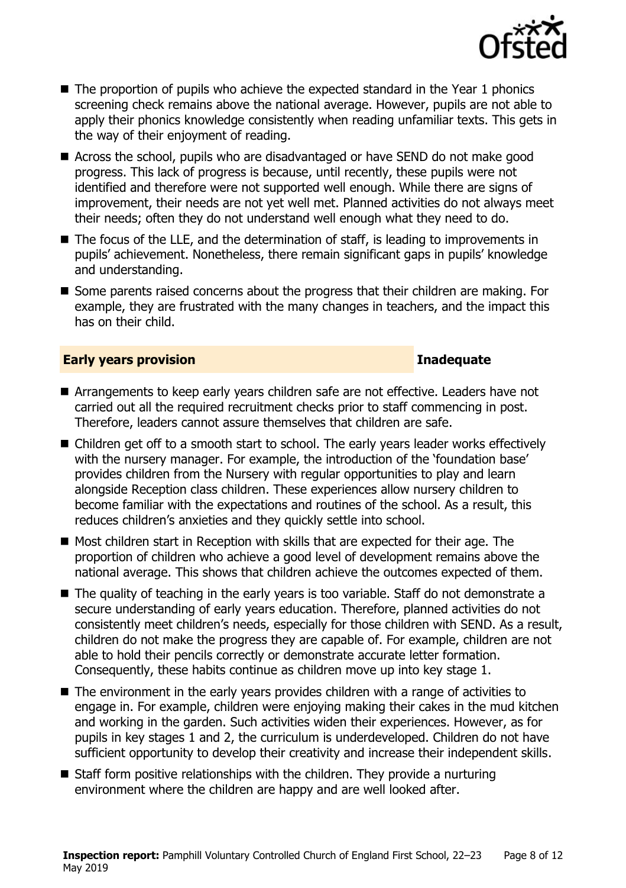- The proportion of pupils who achieve the expected standard in the Year 1 phonics screening check remains above the national average. However, pupils are not able to apply their phonics knowledge consistently when reading unfamiliar texts. This gets in the way of their enjoyment of reading.
- Across the school, pupils who are disadvantaged or have SEND do not make good progress. This lack of progress is because, until recently, these pupils were not identified and therefore were not supported well enough. While there are signs of improvement, their needs are not yet well met. Planned activities do not always meet their needs; often they do not understand well enough what they need to do.
- The focus of the LLE, and the determination of staff, is leading to improvements in pupils' achievement. Nonetheless, there remain significant gaps in pupils' knowledge and understanding.
- Some parents raised concerns about the progress that their children are making. For example, they are frustrated with the many changes in teachers, and the impact this has on their child.

## Early years provision — Inadequate

- Arrangements to keep early years children safe are not effective. Leaders have not carried out all the required recruitment checks prior to staff commencing in post. Therefore, leaders cannot assure themselves that children are safe.
- Children get off to a smooth start to school. The early years leader works effectively with the nursery manager. For example, the introduction of the 'foundation base' provides children from the Nursery with regular opportunities to play and learn alongside Reception class children. These experiences allow nursery children to become familiar with the expectations and routines of the school. As a result, this reduces children's anxieties and they quickly settle into school.
- Most children start in Reception with skills that are expected for their age. The proportion of children who achieve a good level of development remains above the national average. This shows that children achieve the outcomes expected of them.
- The quality of teaching in the early years is too variable. Staff do not demonstrate a secure understanding of early years education. Therefore, planned activities do not consistently meet children's needs, especially for those children with SEND. As a result, children do not make the progress they are capable of. For example, children are not able to hold their pencils correctly or demonstrate accurate letter formation. Consequently, these habits continue as children move up into key stage 1.
- The environment in the early years provides children with a range of activities to engage in. For example, children were enjoying making their cakes in the mud kitchen and working in the garden. Such activities widen their experiences. However, as for pupils in key stages 1 and 2, the curriculum is underdeveloped. Children do not have sufficient opportunity to develop their creativity and increase their independent skills.
- Staff form positive relationships with the children. They provide a nurturing environment where the children are happy and are well looked after.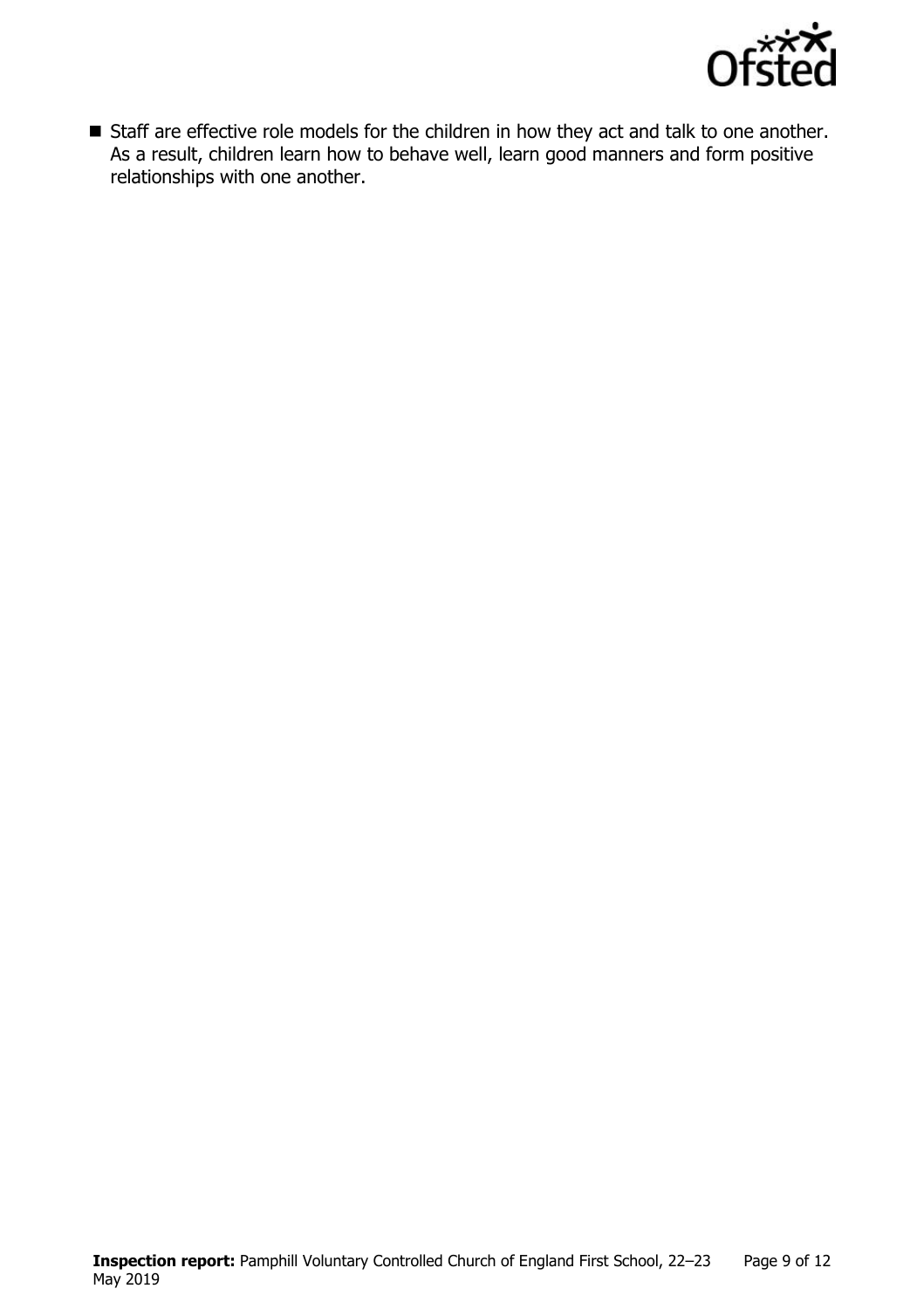- Staff are effective role models for the children in how they act and talk to one another. As a result, children learn how to behave well, learn good manners and form positive relationships with one another.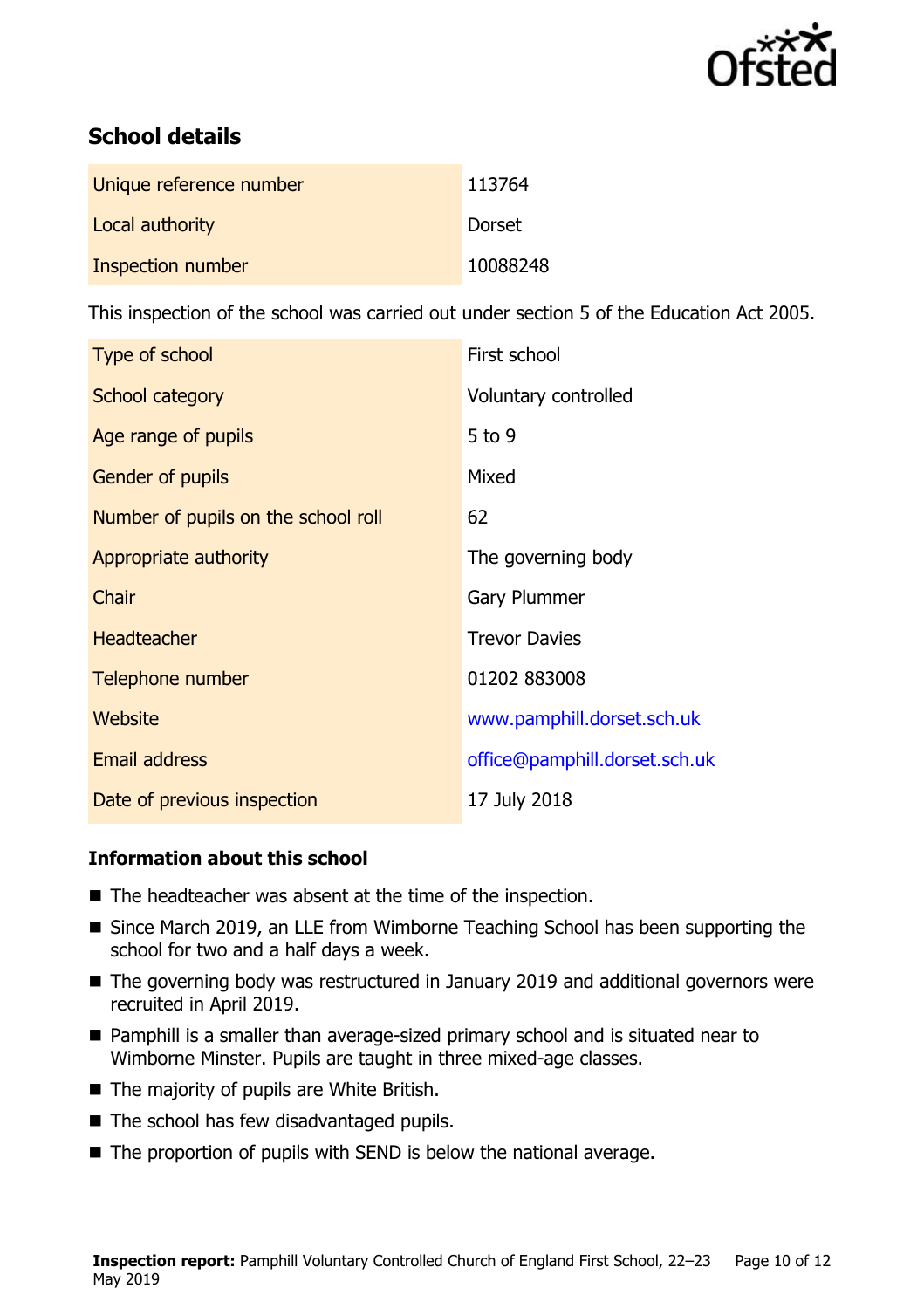## School details

| | |
|---|---|
| Unique reference number | 113764 |
| Local authority | Dorset |
| Inspection number | 10088248 |

This inspection of the school was carried out under section 5 of the Education Act 2005.

| | |
|---|---|
| Type of school | First school |
| School category | Voluntary controlled |
| Age range of pupils | 5 to 9 |
| Gender of pupils | Mixed |
| Number of pupils on the school roll | 62 |
| Appropriate authority | The governing body |
| Chair | Gary Plummer |
| Headteacher | Trevor Davies |
| Telephone number | 01202 883008 |
| Website | www.pamphill.dorset.sch.uk |
| Email address | office@pamphill.dorset.sch.uk |
| Date of previous inspection | 17 July 2018 |

### Information about this school

- The headteacher was absent at the time of the inspection.
- Since March 2019, an LLE from Wimborne Teaching School has been supporting the school for two and a half days a week.
- The governing body was restructured in January 2019 and additional governors were recruited in April 2019.
- Pamphill is a smaller than average-sized primary school and is situated near to Wimborne Minster. Pupils are taught in three mixed-age classes.
- The majority of pupils are White British.
- The school has few disadvantaged pupils.
- The proportion of pupils with SEND is below the national average.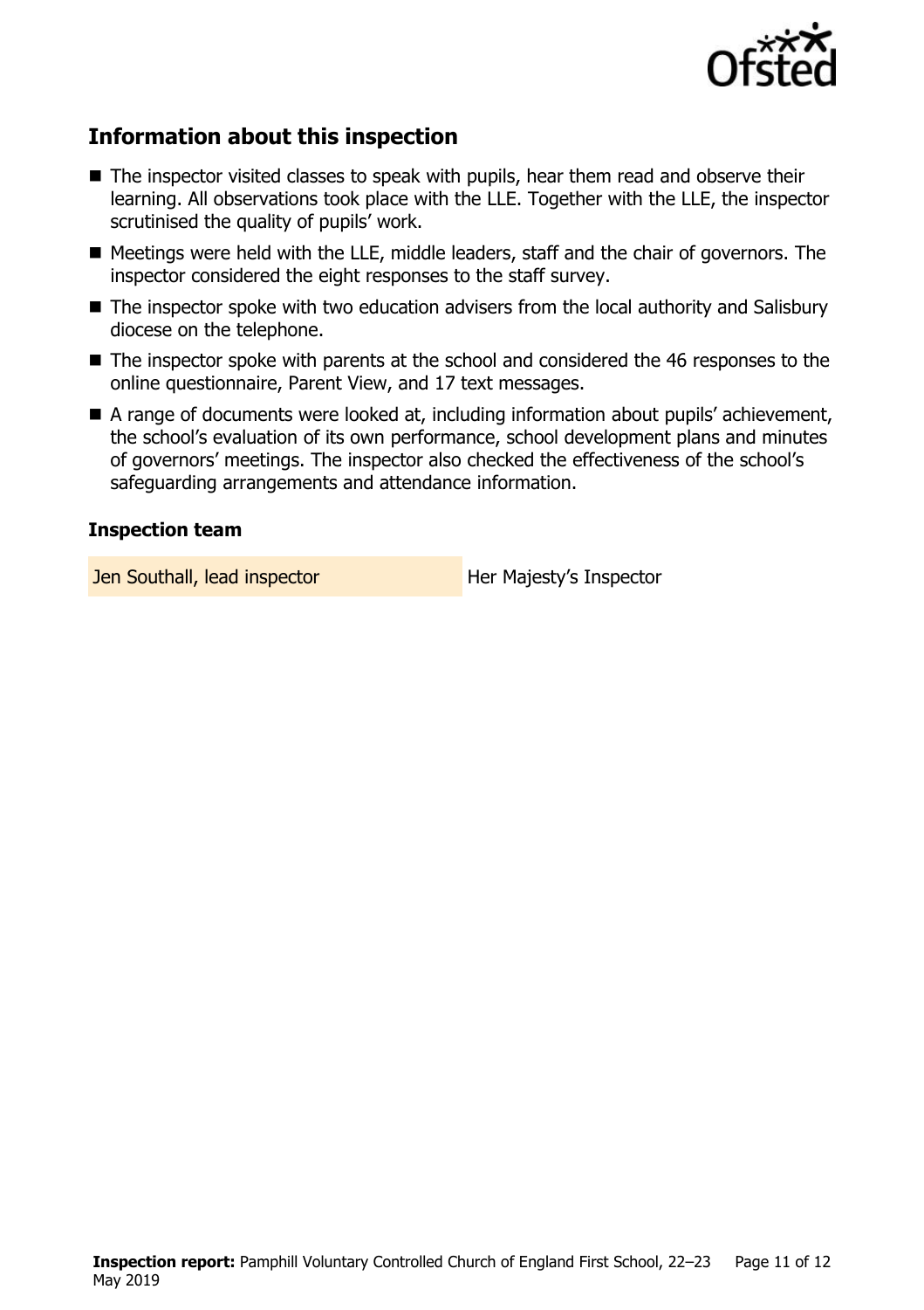## Information about this inspection

- The inspector visited classes to speak with pupils, hear them read and observe their learning. All observations took place with the LLE. Together with the LLE, the inspector scrutinised the quality of pupils' work.
- Meetings were held with the LLE, middle leaders, staff and the chair of governors. The inspector considered the eight responses to the staff survey.
- The inspector spoke with two education advisers from the local authority and Salisbury diocese on the telephone.
- The inspector spoke with parents at the school and considered the 46 responses to the online questionnaire, Parent View, and 17 text messages.
- A range of documents were looked at, including information about pupils' achievement, the school's evaluation of its own performance, school development plans and minutes of governors' meetings. The inspector also checked the effectiveness of the school's safeguarding arrangements and attendance information.

### Inspection team

| | |
|---|---|
| Jen Southall, lead inspector | Her Majesty's Inspector |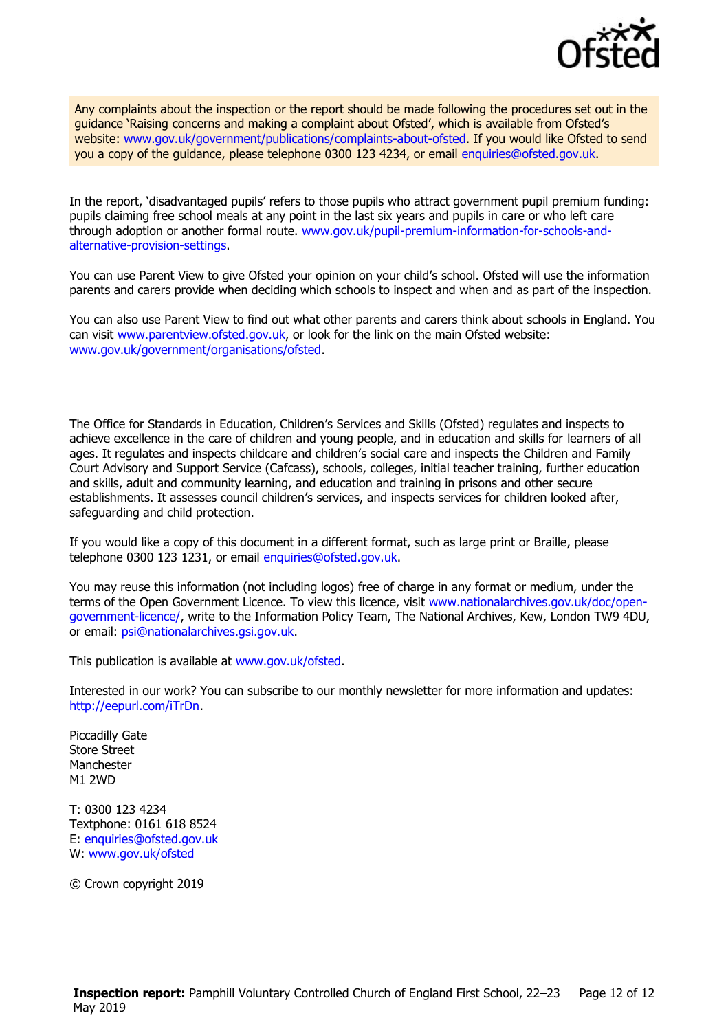Any complaints about the inspection or the report should be made following the procedures set out in the guidance 'Raising concerns and making a complaint about Ofsted', which is available from Ofsted's website: www.gov.uk/government/publications/complaints-about-ofsted. If you would like Ofsted to send you a copy of the guidance, please telephone 0300 123 4234, or email enquiries@ofsted.gov.uk.

In the report, 'disadvantaged pupils' refers to those pupils who attract government pupil premium funding: pupils claiming free school meals at any point in the last six years and pupils in care or who left care through adoption or another formal route. www.gov.uk/pupil-premium-information-for-schools-and-alternative-provision-settings.

You can use Parent View to give Ofsted your opinion on your child's school. Ofsted will use the information parents and carers provide when deciding which schools to inspect and when and as part of the inspection.

You can also use Parent View to find out what other parents and carers think about schools in England. You can visit www.parentview.ofsted.gov.uk, or look for the link on the main Ofsted website: www.gov.uk/government/organisations/ofsted.

The Office for Standards in Education, Children's Services and Skills (Ofsted) regulates and inspects to achieve excellence in the care of children and young people, and in education and skills for learners of all ages. It regulates and inspects childcare and children's social care and inspects the Children and Family Court Advisory and Support Service (Cafcass), schools, colleges, initial teacher training, further education and skills, adult and community learning, and education and training in prisons and other secure establishments. It assesses council children's services, and inspects services for children looked after, safeguarding and child protection.

If you would like a copy of this document in a different format, such as large print or Braille, please telephone 0300 123 1231, or email enquiries@ofsted.gov.uk.

You may reuse this information (not including logos) free of charge in any format or medium, under the terms of the Open Government Licence. To view this licence, visit www.nationalarchives.gov.uk/doc/open-government-licence/, write to the Information Policy Team, The National Archives, Kew, London TW9 4DU, or email: psi@nationalarchives.gsi.gov.uk.

This publication is available at www.gov.uk/ofsted.

Interested in our work? You can subscribe to our monthly newsletter for more information and updates: http://eepurl.com/iTrDn.

Piccadilly Gate  
Store Street  
Manchester  
M1 2WD

T: 0300 123 4234  
Textphone: 0161 618 8524  
E: enquiries@ofsted.gov.uk  
W: www.gov.uk/ofsted

© Crown copyright 2019